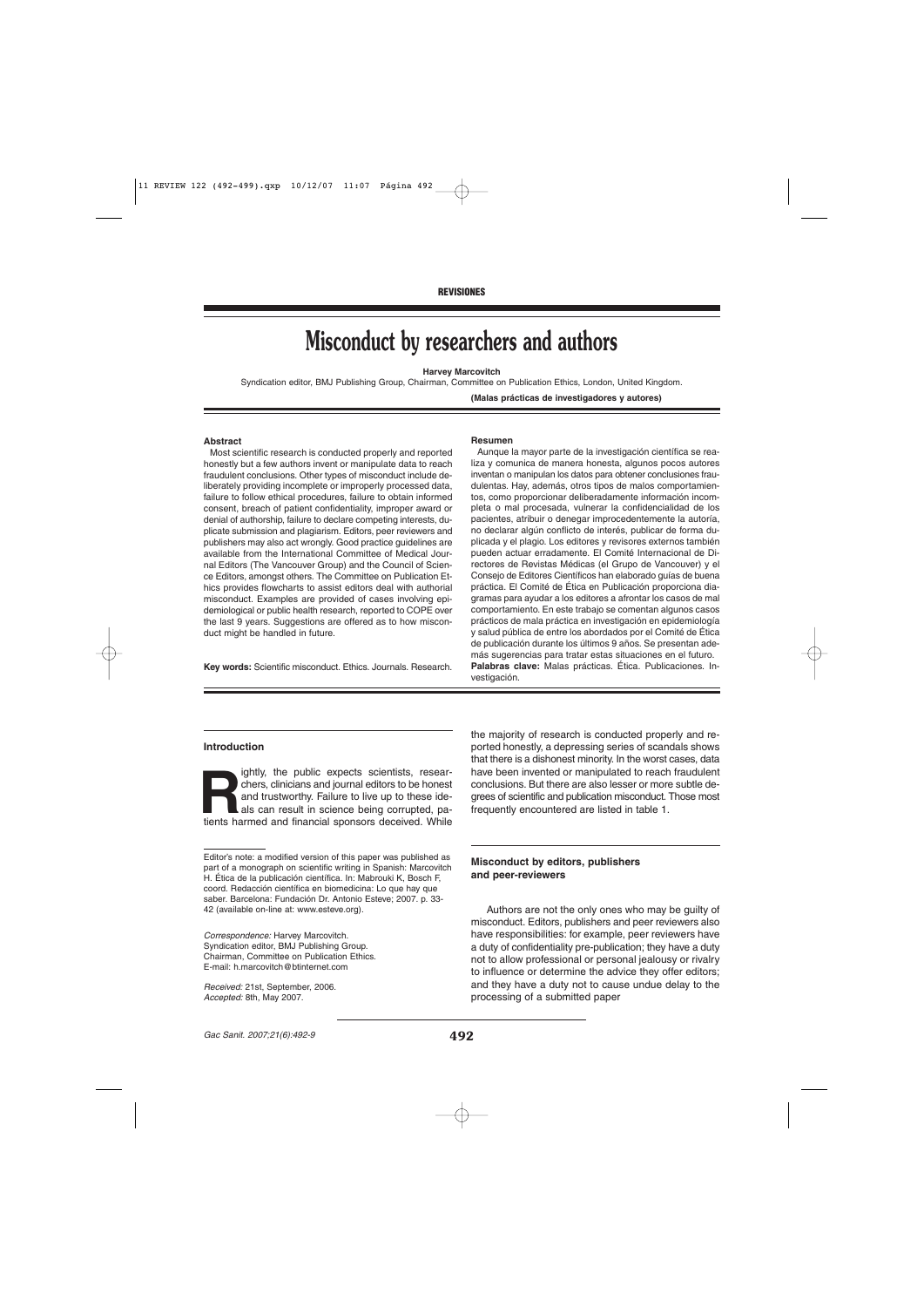REVISIONES

# Misconduct by researchers and authors

**Harvey Marcovitch**

Syndication editor, BMJ Publishing Group, Chairman, Committee on Publication Ethics, London, United Kingdom.

**(Malas prácticas de investigadores y autores)**

### Abstract

Most scientific research is conducted properly and reported honestly but a few authors invent or manipulate data to reach fraudulent conclusions. Other types of misconduct include deliberately providing incomplete or improperly processed data, failure to follow ethical procedures, failure to obtain informed consent, breach of patient confidentiality, improper award or denial of authorship, failure to declare competing interests, duplicate submission and plagiarism. Editors, peer reviewers and publishers may also act wrongly. Good practice guidelines are available from the International Committee of Medical Journal Editors (The Vancouver Group) and the Council of Science Editors, amongst others. The Committee on Publication Ethics provides flowcharts to assist editors deal with authorial misconduct. Examples are provided of cases involving epidemiological or public health research, reported to COPE over the last 9 years. Suggestions are offered as to how misconduct might be handled in future.

**Key words:** Scientific misconduct. Ethics. Journals. Research.

### Resumen

Aunque la mayor parte de la investigación científica se realiza y comunica de manera honesta, algunos pocos autores inventan o manipulan los datos para obtener conclusiones fraudulentas. Hay, además, otros tipos de malos comportamientos, como proporcionar deliberadamente información incompleta o mal procesada, vulnerar la confidencialidad de los pacientes, atribuir o denegar improcedentemente la autoría, no declarar algún conflicto de interés, publicar de forma duplicada y el plagio. Los editores y revisores externos también pueden actuar erradamente. El Comité Internacional de Directores de Revistas Médicas (el Grupo de Vancouver) y el Consejo de Editores Científicos han elaborado guías de buena práctica. El Comité de Ética en Publicación proporciona diagramas para ayudar a los editores a afrontar los casos de mal comportamiento. En este trabajo se comentan algunos casos prácticos de mala práctica en investigación en epidemiología y salud pública de entre los abordados por el Comité de Ética de publicación durante los últimos 9 años. Se presentan además sugerencias para tratar estas situaciones en el futuro.

**Palabras clave:** Malas prácticas. Ética. Publicaciones. Investigación.

## Introduction

Rightly, the public expects scientists, researchers, clinicians and journal editors to be honest and trustworthy. Failure to live up to these ideals can result in science being corrupted, patients harmed and financial sponsors deceived. While the majority of research is conducted properly and reported honestly, a depressing series of scandals shows that there is a dishonest minority. In the worst cases, data have been invented or manipulated to reach fraudulent conclusions. But there are also lesser or more subtle degrees of scientific and publication misconduct. Those most frequently encountered are listed in table 1.

Editor's note: a modified version of this paper was published as part of a monograph on scientific writing in Spanish: Marcovitch H. Ética de la publicación científica. In: Mabrouki K, Bosch F, coord. Redacción científica en biomedicina: Lo que hay que saber. Barcelona: Fundación Dr. Antonio Esteve; 2007. p. 33-42 (available on-line at: www.esteve.org).

*Correspondence:* Harvey Marcovitch.
Syndication editor, BMJ Publishing Group.
Chairman, Committee on Publication Ethics.
E-mail: h.marcovitch@btinternet.com

*Received:* 21st, September, 2006.
*Accepted:* 8th, May 2007.

## Misconduct by editors, publishers and peer-reviewers

Authors are not the only ones who may be guilty of misconduct. Editors, publishers and peer reviewers also have responsibilities: for example, peer reviewers have a duty of confidentiality pre-publication; they have a duty not to allow professional or personal jealousy or rivalry to influence or determine the advice they offer editors; and they have a duty not to cause undue delay to the processing of a submitted paper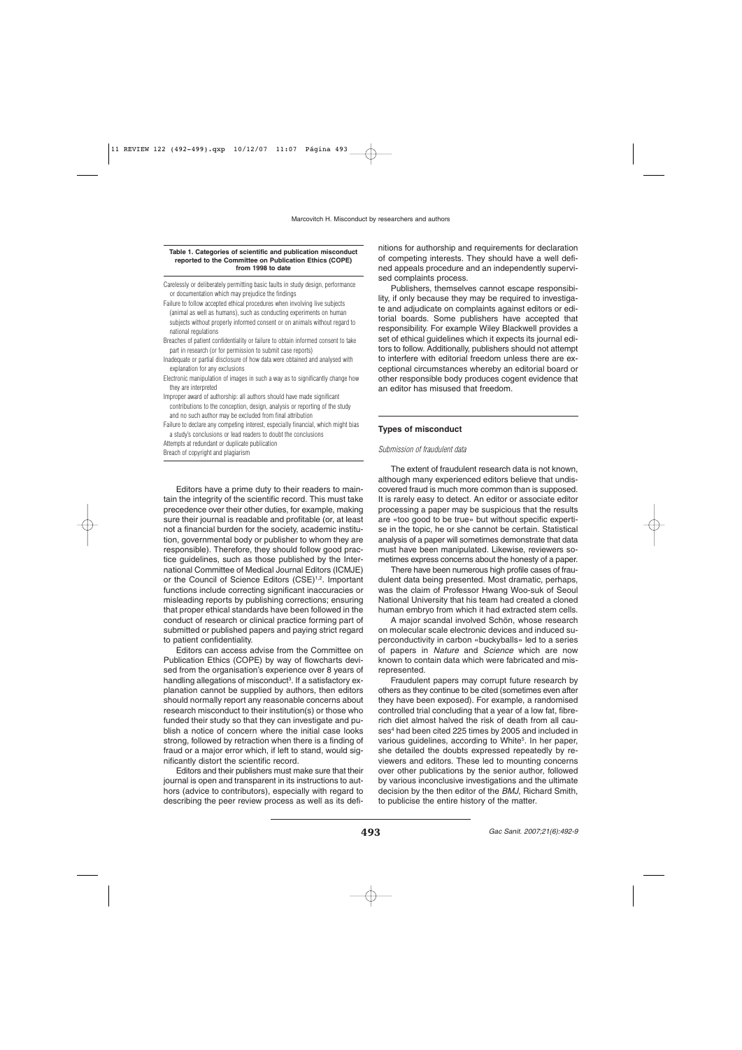**Table 1. Categories of scientific and publication misconduct reported to the Committee on Publication Ethics (COPE) from 1998 to date**

| |
|---|
| Carelessly or deliberately permitting basic faults in study design, performance or documentation which may prejudice the findings |
| Failure to follow accepted ethical procedures when involving live subjects (animal as well as humans), such as conducting experiments on human subjects without properly informed consent or on animals without regard to national regulations |
| Breaches of patient confidentiality or failure to obtain informed consent to take part in research (or for permission to submit case reports) |
| Inadequate or partial disclosure of how data were obtained and analysed with explanation for any exclusions |
| Electronic manipulation of images in such a way as to significantly change how they are interpreted |
| Improper award of authorship: all authors should have made significant contributions to the conception, design, analysis or reporting of the study and no such author may be excluded from final attribution |
| Failure to declare any competing interest, especially financial, which might bias a study's conclusions or lead readers to doubt the conclusions |
| Attempts at redundant or duplicate publication |
| Breach of copyright and plagiarism |

Editors have a prime duty to their readers to maintain the integrity of the scientific record. This must take precedence over their other duties, for example, making sure their journal is readable and profitable (or, at least not a financial burden for the society, academic institution, governmental body or publisher to whom they are responsible). Therefore, they should follow good practice guidelines, such as those published by the International Committee of Medical Journal Editors (ICMJE) or the Council of Science Editors (CSE)[1,2]. Important functions include correcting significant inaccuracies or misleading reports by publishing corrections; ensuring that proper ethical standards have been followed in the conduct of research or clinical practice forming part of submitted or published papers and paying strict regard to patient confidentiality.

Editors can access advise from the Committee on Publication Ethics (COPE) by way of flowcharts devised from the organisation's experience over 8 years of handling allegations of misconduct[3]. If a satisfactory explanation cannot be supplied by authors, then editors should normally report any reasonable concerns about research misconduct to their institution(s) or those who funded their study so that they can investigate and publish a notice of concern where the initial case looks strong, followed by retraction when there is a finding of fraud or a major error which, if left to stand, would significantly distort the scientific record.

Editors and their publishers must make sure that their journal is open and transparent in its instructions to authors (advice to contributors), especially with regard to describing the peer review process as well as its definitions for authorship and requirements for declaration of competing interests. They should have a well defined appeals procedure and an independently supervised complaints process.

Publishers, themselves cannot escape responsibility, if only because they may be required to investigate and adjudicate on complaints against editors or editorial boards. Some publishers have accepted that responsibility. For example Wiley Blackwell provides a set of ethical guidelines which it expects its journal editors to follow. Additionally, publishers should not attempt to interfere with editorial freedom unless there are exceptional circumstances whereby an editorial board or other responsible body produces cogent evidence that an editor has misused that freedom.

## Types of misconduct

### *Submission of fraudulent data*

The extent of fraudulent research data is not known, although many experienced editors believe that undiscovered fraud is much more common than is supposed. It is rarely easy to detect. An editor or associate editor processing a paper may be suspicious that the results are «too good to be true» but without specific expertise in the topic, he or she cannot be certain. Statistical analysis of a paper will sometimes demonstrate that data must have been manipulated. Likewise, reviewers sometimes express concerns about the honesty of a paper.

There have been numerous high profile cases of fraudulent data being presented. Most dramatic, perhaps, was the claim of Professor Hwang Woo-suk of Seoul National University that his team had created a cloned human embryo from which it had extracted stem cells.

A major scandal involved Schön, whose research on molecular scale electronic devices and induced superconductivity in carbon «buckyballs» led to a series of papers in *Nature* and *Science* which are now known to contain data which were fabricated and misrepresented.

Fraudulent papers may corrupt future research by others as they continue to be cited (sometimes even after they have been exposed). For example, a randomised controlled trial concluding that a year of a low fat, fibre-rich diet almost halved the risk of death from all causes[4] had been cited 225 times by 2005 and included in various guidelines, according to White[5]. In her paper, she detailed the doubts expressed repeatedly by reviewers and editors. These led to mounting concerns over other publications by the senior author, followed by various inconclusive investigations and the ultimate decision by the then editor of the *BMJ*, Richard Smith, to publicise the entire history of the matter.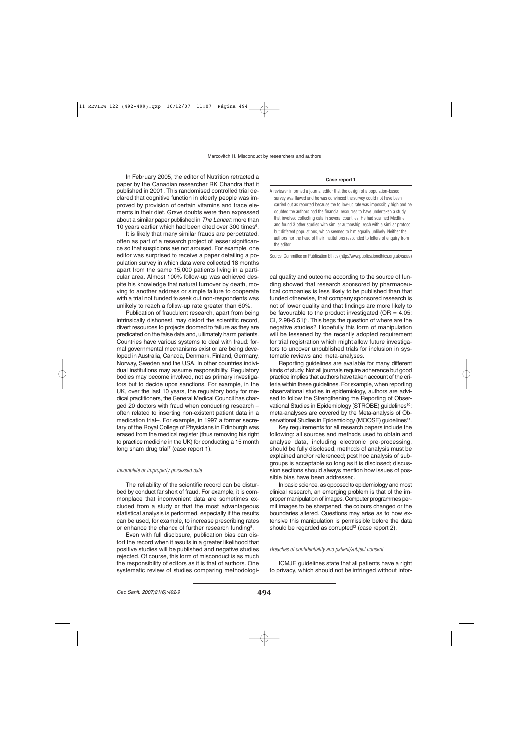In February 2005, the editor of Nutrition retracted a paper by the Canadian researcher RK Chandra that it published in 2001. This randomised controlled trial declared that cognitive function in elderly people was improved by provision of certain vitamins and trace elements in their diet. Grave doubts were then expressed about a similar paper published in *The Lancet:* more than 10 years earlier which had been cited over 300 times[6].

It is likely that many similar frauds are perpetrated, often as part of a research project of lesser significance so that suspicions are not aroused. For example, one editor was surprised to receive a paper detailing a population survey in which data were collected 18 months apart from the same 15,000 patients living in a particular area. Almost 100% follow-up was achieved despite his knowledge that natural turnover by death, moving to another address or simple failure to cooperate with a trial not funded to seek out non-respondents was unlikely to reach a follow-up rate greater than 60%.

Publication of fraudulent research, apart from being intrinsically dishonest, may distort the scientific record, divert resources to projects doomed to failure as they are predicated on the false data and, ultimately harm patients. Countries have various systems to deal with fraud: formal governmental mechanisms exist or are being developed in Australia, Canada, Denmark, Finland, Germany, Norway, Sweden and the USA. In other countries individual institutions may assume responsibility. Regulatory bodies may become involved, not as primary investigators but to decide upon sanctions. For example, in the UK, over the last 10 years, the regulatory body for medical practitioners, the General Medical Council has charged 20 doctors with fraud when conducting research – often related to inserting non-existent patient data in a medication trial–. For example, in 1997 a former secretary of the Royal College of Physicians in Edinburgh was erased from the medical register (thus removing his right to practice medicine in the UK) for conducting a 15 month long sham drug trial[7] (case report 1).

**Case report 1**

A reviewer informed a journal editor that the design of a population-based survey was flawed and he was convinced the survey could not have been carried out as reported because the follow-up rate was impossibly high and he doubted the authors had the financial resources to have undertaken a study that involved collecting data in several countries. He had scanned Medline and found 3 other studies with similar authorship, each with a similar protocol but different populations, which seemed to him equally unlikely. Neither the authors nor the head of their institutions responded to letters of enquiry from the editor.

Source: Committee on Publication Ethics (http://www.publicationethics.org.uk/cases)

### *Incomplete or improperly processed data*

The reliability of the scientific record can be disturbed by conduct far short of fraud. For example, it is commonplace that inconvenient data are sometimes excluded from a study or that the most advantageous statistical analysis is performed, especially if the results can be used, for example, to increase prescribing rates or enhance the chance of further research funding[8].

Even with full disclosure, publication bias can distort the record when it results in a greater likelihood that positive studies will be published and negative studies rejected. Of course, this form of misconduct is as much the responsibility of editors as it is that of authors. One systematic review of studies comparing methodological quality and outcome according to the source of funding showed that research sponsored by pharmaceutical companies is less likely to be published than that funded otherwise, that company sponsored research is not of lower quality and that findings are more likely to be favourable to the product investigated (OR = 4.05; CI, 2.98-5.51)[9]. This begs the question of where are the negative studies? Hopefully this form of manipulation will be lessened by the recently adopted requirement for trial registration which might allow future investigators to uncover unpublished trials for inclusion in systematic reviews and meta-analyses.

Reporting guidelines are available for many different kinds of study. Not all journals require adherence but good practice implies that authors have taken account of the criteria within these guidelines. For example, when reporting observational studies in epidemiology, authors are advised to follow the Strengthening the Reporting of Observational Studies in Epidemiology (STROBE) guidelines[10]; meta-analyses are covered by the Meta-analysis of Observational Studies in Epidemiology (MOOSE) guidelines[11].

Key requirements for all research papers include the following: all sources and methods used to obtain and analyse data, including electronic pre-processing, should be fully disclosed; methods of analysis must be explained and/or referenced; post hoc analysis of subgroups is acceptable so long as it is disclosed; discussion sections should always mention how issues of possible bias have been addressed.

In basic science, as opposed to epidemiology and most clinical research, an emerging problem is that of the improper manipulation of images. Computer programmes permit images to be sharpened, the colours changed or the boundaries altered. Questions may arise as to how extensive this manipulation is permissible before the data should be regarded as corrupted[12] (case report 2).

### *Breaches of confidentiality and patient/subject consent*

ICMJE guidelines state that all patients have a right to privacy, which should not be infringed without infor-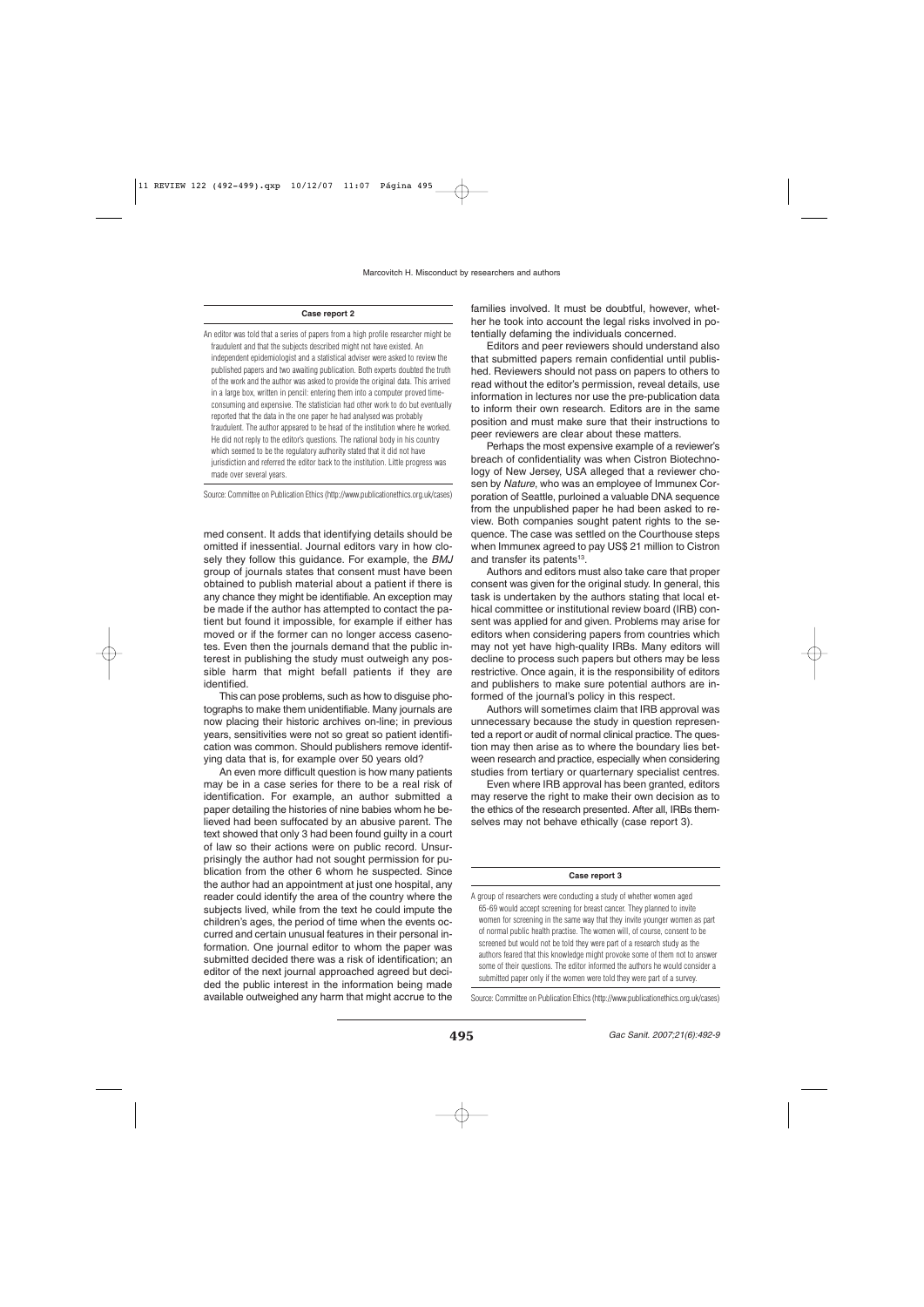**Case report 2**

An editor was told that a series of papers from a high profile researcher might be fraudulent and that the subjects described might not have existed. An independent epidemiologist and a statistical adviser were asked to review the published papers and two awaiting publication. Both experts doubted the truth of the work and the author was asked to provide the original data. This arrived in a large box, written in pencil: entering them into a computer proved time-consuming and expensive. The statistician had other work to do but eventually reported that the data in the one paper he had analysed was probably fraudulent. The author appeared to be head of the institution where he worked. He did not reply to the editor's questions. The national body in his country which seemed to be the regulatory authority stated that it did not have jurisdiction and referred the editor back to the institution. Little progress was made over several years.

Source: Committee on Publication Ethics (http://www.publicationethics.org.uk/cases)

med consent. It adds that identifying details should be omitted if inessential. Journal editors vary in how closely they follow this guidance. For example, the *BMJ* group of journals states that consent must have been obtained to publish material about a patient if there is any chance they might be identifiable. An exception may be made if the author has attempted to contact the patient but found it impossible, for example if either has moved or if the former can no longer access casenotes. Even then the journals demand that the public interest in publishing the study must outweigh any possible harm that might befall patients if they are identified.

This can pose problems, such as how to disguise photographs to make them unidentifiable. Many journals are now placing their historic archives on-line; in previous years, sensitivities were not so great so patient identification was common. Should publishers remove identifying data that is, for example over 50 years old?

An even more difficult question is how many patients may be in a case series for there to be a real risk of identification. For example, an author submitted a paper detailing the histories of nine babies whom he believed had been suffocated by an abusive parent. The text showed that only 3 had been found guilty in a court of law so their actions were on public record. Unsurprisingly the author had not sought permission for publication from the other 6 whom he suspected. Since the author had an appointment at just one hospital, any reader could identify the area of the country where the subjects lived, while from the text he could impute the children's ages, the period of time when the events occurred and certain unusual features in their personal information. One journal editor to whom the paper was submitted decided there was a risk of identification; an editor of the next journal approached agreed but decided the public interest in the information being made available outweighed any harm that might accrue to the families involved. It must be doubtful, however, whether he took into account the legal risks involved in potentially defaming the individuals concerned.

Editors and peer reviewers should understand also that submitted papers remain confidential until published. Reviewers should not pass on papers to others to read without the editor's permission, reveal details, use information in lectures nor use the pre-publication data to inform their own research. Editors are in the same position and must make sure that their instructions to peer reviewers are clear about these matters.

Perhaps the most expensive example of a reviewer's breach of confidentiality was when Cistron Biotechnology of New Jersey, USA alleged that a reviewer chosen by *Nature*, who was an employee of Immunex Corporation of Seattle, purloined a valuable DNA sequence from the unpublished paper he had been asked to review. Both companies sought patent rights to the sequence. The case was settled on the Courthouse steps when Immunex agreed to pay US$ 21 million to Cistron and transfer its patents[13].

Authors and editors must also take care that proper consent was given for the original study. In general, this task is undertaken by the authors stating that local ethical committee or institutional review board (IRB) consent was applied for and given. Problems may arise for editors when considering papers from countries which may not yet have high-quality IRBs. Many editors will decline to process such papers but others may be less restrictive. Once again, it is the responsibility of editors and publishers to make sure potential authors are informed of the journal's policy in this respect.

Authors will sometimes claim that IRB approval was unnecessary because the study in question represented a report or audit of normal clinical practice. The question may then arise as to where the boundary lies between research and practice, especially when considering studies from tertiary or quarternary specialist centres.

Even where IRB approval has been granted, editors may reserve the right to make their own decision as to the ethics of the research presented. After all, IRBs themselves may not behave ethically (case report 3).

**Case report 3**

A group of researchers were conducting a study of whether women aged 65-69 would accept screening for breast cancer. They planned to invite women for screening in the same way that they invite younger women as part of normal public health practise. The women will, of course, consent to be screened but would not be told they were part of a research study as the authors feared that this knowledge might provoke some of them not to answer some of their questions. The editor informed the authors he would consider a submitted paper only if the women were told they were part of a survey.

Source: Committee on Publication Ethics (http://www.publicationethics.org.uk/cases)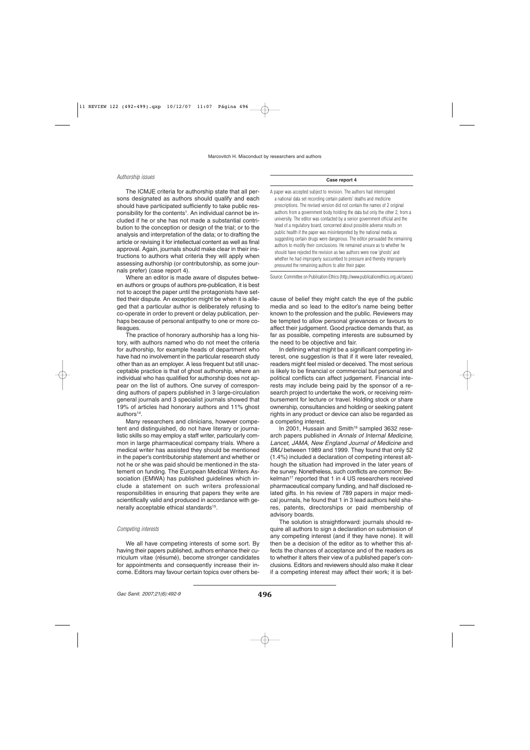### *Authorship issues*

The ICMJE criteria for authorship state that all persons designated as authors should qualify and each should have participated sufficiently to take public responsibility for the contents[1]. An individual cannot be included if he or she has not made a substantial contribution to the conception or design of the trial; or to the analysis and interpretation of the data; or to drafting the article or revising it for intellectual content as well as final approval. Again, journals should make clear in their instructions to authors what criteria they will apply when assessing authorship (or contributorship, as some journals prefer) (case report 4).

Where an editor is made aware of disputes between authors or groups of authors pre-publication, it is best not to accept the paper until the protagonists have settled their dispute. An exception might be when it is alleged that a particular author is deliberately refusing to co-operate in order to prevent or delay publication, perhaps because of personal antipathy to one or more colleagues.

The practice of honorary authorship has a long history, with authors named who do not meet the criteria for authorship, for example heads of department who have had no involvement in the particular research study other than as an employer. A less frequent but still unacceptable practice is that of ghost authorship, where an individual who has qualified for authorship does not appear on the list of authors. One survey of corresponding authors of papers published in 3 large-circulation general journals and 3 specialist journals showed that 19% of articles had honorary authors and 11% ghost authors[14].

Many researchers and clinicians, however competent and distinguished, do not have literary or journalistic skills so may employ a staff writer, particularly common in large pharmaceutical company trials. Where a medical writer has assisted they should be mentioned in the paper's contributorship statement and whether or not he or she was paid should be mentioned in the statement on funding. The European Medical Writers Association (EMWA) has published guidelines which include a statement on such writers professional responsibilities in ensuring that papers they write are scientifically valid and produced in accordance with generally acceptable ethical standards[15].

**Case report 4**

A paper was accepted subject to revision. The authors had interrogated a national data set recording certain patients' deaths and medicine prescriptions. The revised version did not contain the names of 2 original authors from a government body holding the data but only the other 2, from a university. The editor was contacted by a senior government official and the head of a regulatory board, concerned about possible adverse results on public health if the paper was misinterpreted by the national media as suggesting certain drugs were dangerous. The editor persuaded the remaining authors to modify their conclusions. He remained unsure as to whether he should have rejected the revision as two authors were now 'ghosts' and whether he had improperly succumbed to pressure and thereby improperly pressured the remaining authors to alter their paper.

Source: Committee on Publication Ethics (http://www.publicationethics.org.uk/cases)

### *Competing interests*

We all have competing interests of some sort. By having their papers published, authors enhance their curriculum vitae (résumé), become stronger candidates for appointments and consequently increase their income. Editors may favour certain topics over others because of belief they might catch the eye of the public media and so lead to the editor's name being better known to the profession and the public. Reviewers may be tempted to allow personal grievances or favours to affect their judgement. Good practice demands that, as far as possible, competing interests are subsumed by the need to be objective and fair.

In defining what might be a significant competing interest, one suggestion is that if it were later revealed, readers might feel misled or deceived. The most serious is likely to be financial or commercial but personal and political conflicts can affect judgement. Financial interests may include being paid by the sponsor of a research project to undertake the work, or receiving reimbursement for lecture or travel. Holding stock or share ownership, consultancies and holding or seeking patent rights in any product or device can also be regarded as a competing interest.

In 2001, Hussain and Smith[16] sampled 3632 research papers published in *Annals of Internal Medicine, Lancet, JAMA, New England Journal of Medicine* and *BMJ* between 1989 and 1999. They found that only 52 (1.4%) included a declaration of competing interest although the situation had improved in the later years of the survey. Nonetheless, such conflicts are common: Bekelman[17] reported that 1 in 4 US researchers received pharmaceutical company funding, and half disclosed related gifts. In his review of 789 papers in major medical journals, he found that 1 in 3 lead authors held shares, patents, directorships or paid membership of advisory boards.

The solution is straightforward: journals should require all authors to sign a declaration on submission of any competing interest (and if they have none). It will then be a decision of the editor as to whether this affects the chances of acceptance and of the readers as to whether it alters their view of a published paper's conclusions. Editors and reviewers should also make it clear if a competing interest may affect their work; it is bet-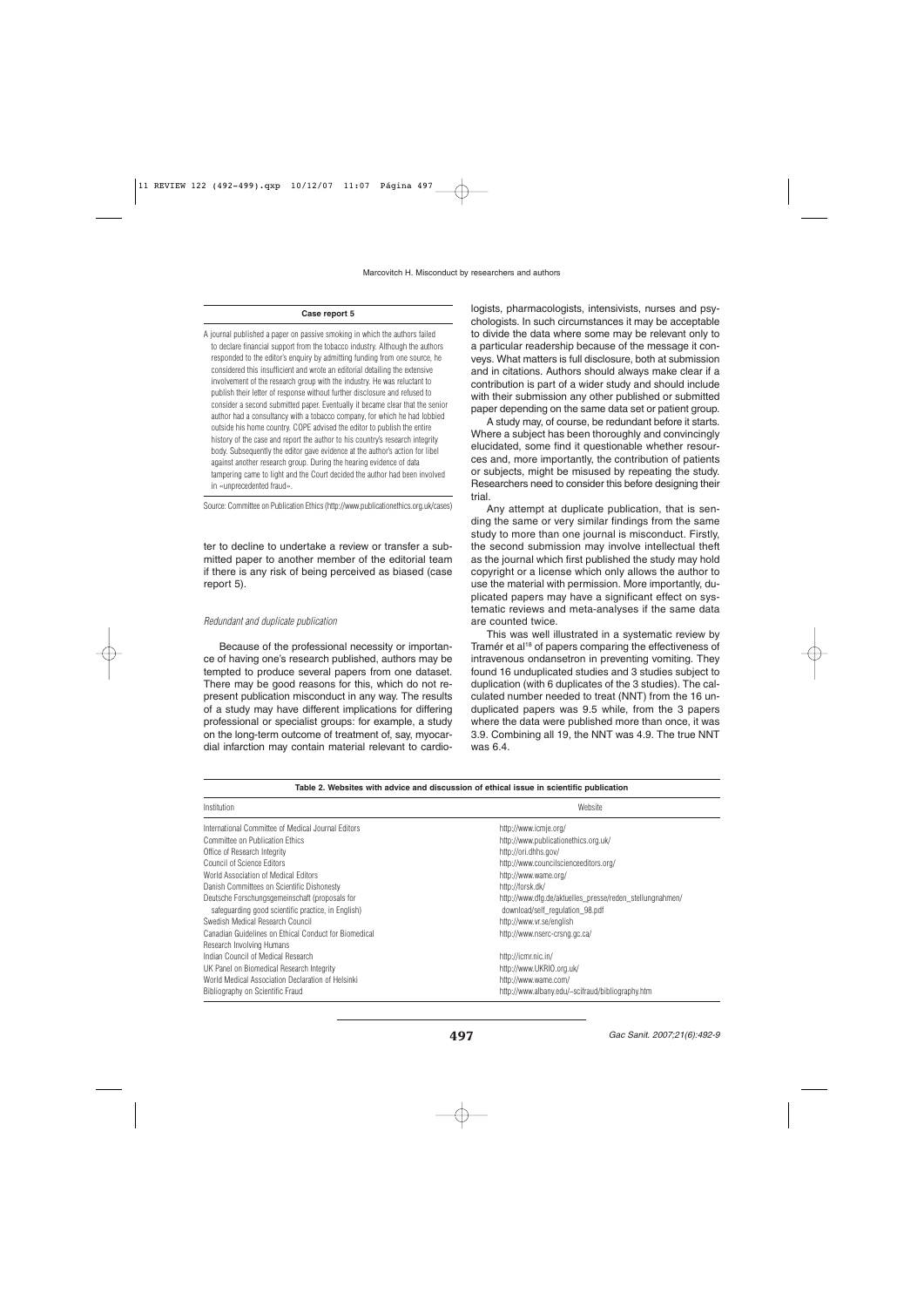**Case report 5**

A journal published a paper on passive smoking in which the authors failed to declare financial support from the tobacco industry. Although the authors responded to the editor's enquiry by admitting funding from one source, he considered this insufficient and wrote an editorial detailing the extensive involvement of the research group with the industry. He was reluctant to publish their letter of response without further disclosure and refused to consider a second submitted paper. Eventually it became clear that the senior author had a consultancy with a tobacco company, for which he had lobbied outside his home country. COPE advised the editor to publish the entire history of the case and report the author to his country's research integrity body. Subsequently the editor gave evidence at the author's action for libel against another research group. During the hearing evidence of data tampering came to light and the Court decided the author had been involved in «unprecedented fraud».

Source: Committee on Publication Ethics (http://www.publicationethics.org.uk/cases)

ter to decline to undertake a review or transfer a submitted paper to another member of the editorial team if there is any risk of being perceived as biased (case report 5).

*Redundant and duplicate publication*

Because of the professional necessity or importance of having one's research published, authors may be tempted to produce several papers from one dataset. There may be good reasons for this, which do not represent publication misconduct in any way. The results of a study may have different implications for differing professional or specialist groups: for example, a study on the long-term outcome of treatment of, say, myocardial infarction may contain material relevant to cardiologists, pharmacologists, intensivists, nurses and psychologists. In such circumstances it may be acceptable to divide the data where some may be relevant only to a particular readership because of the message it conveys. What matters is full disclosure, both at submission and in citations. Authors should always make clear if a contribution is part of a wider study and should include with their submission any other published or submitted paper depending on the same data set or patient group.

A study may, of course, be redundant before it starts. Where a subject has been thoroughly and convincingly elucidated, some find it questionable whether resources and, more importantly, the contribution of patients or subjects, might be misused by repeating the study. Researchers need to consider this before designing their trial.

Any attempt at duplicate publication, that is sending the same or very similar findings from the same study to more than one journal is misconduct. Firstly, the second submission may involve intellectual theft as the journal which first published the study may hold copyright or a license which only allows the author to use the material with permission. More importantly, duplicated papers may have a significant effect on systematic reviews and meta-analyses if the same data are counted twice.

This was well illustrated in a systematic review by Tramér et al[18] of papers comparing the effectiveness of intravenous ondansetron in preventing vomiting. They found 16 unduplicated studies and 3 studies subject to duplication (with 6 duplicates of the 3 studies). The calculated number needed to treat (NNT) from the 16 unduplicated papers was 9.5 while, from the 3 papers where the data were published more than once, it was 3.9. Combining all 19, the NNT was 4.9. The true NNT was 6.4.

**Table 2. Websites with advice and discussion of ethical issue in scientific publication**

| Institution | Website |
|---|---|
| International Committee of Medical Journal Editors | http://www.icmje.org/ |
| Committee on Publication Ethics | http://www.publicationethics.org.uk/ |
| Office of Research Integrity | http://ori.dhhs.gov/ |
| Council of Science Editors | http://www.councilscienceeditors.org/ |
| World Association of Medical Editors | http://www.wame.org/ |
| Danish Committees on Scientific Dishonesty | http://forsk.dk/ |
| Deutsche Forschungsgemeinschaft (proposals for safeguarding good scientific practice, in English) | http://www.dfg.de/aktuelles_presse/reden_stellungnahmen/ download/self_regulation_98.pdf |
| Swedish Medical Research Council | http://www.vr.se/english |
| Canadian Guidelines on Ethical Conduct for Biomedical Research Involving Humans | http://www.nserc-crsng.gc.ca/ |
| Indian Council of Medical Research | http://icmr.nic.in/ |
| UK Panel on Biomedical Research Integrity | http://www.UKRIO.org.uk/ |
| World Medical Association Declaration of Helsinki | http://www.wame.com/ |
| Bibliography on Scientific Fraud | http://www.albany.edu/~scifraud/bibliography.htm |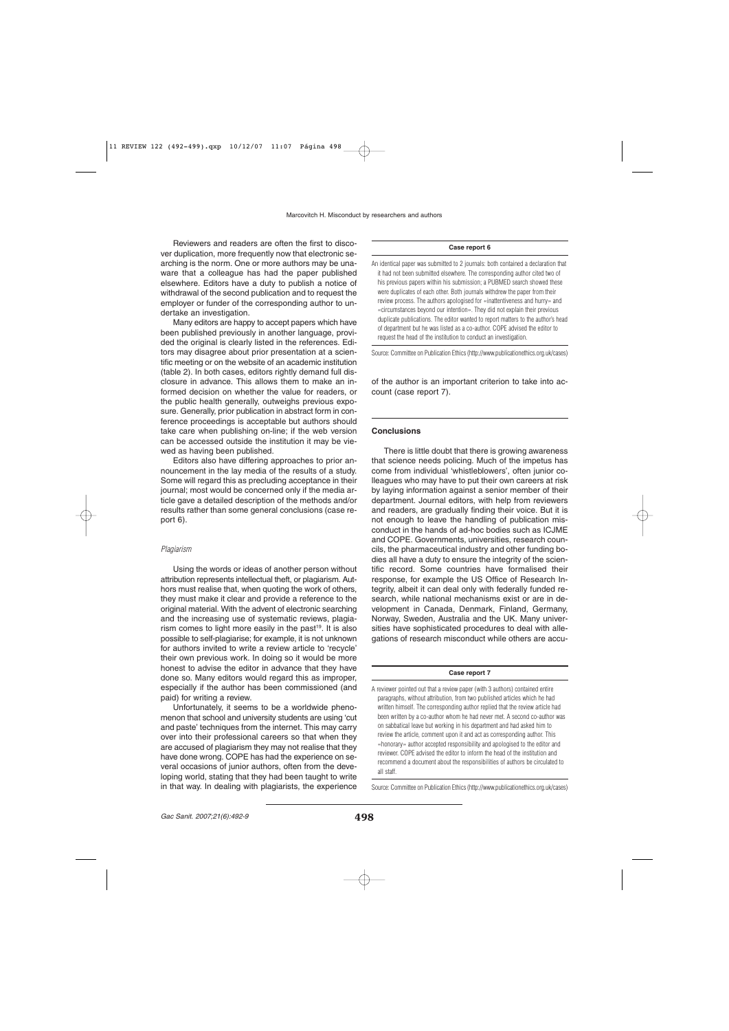Reviewers and readers are often the first to discover duplication, more frequently now that electronic searching is the norm. One or more authors may be unaware that a colleague has had the paper published elsewhere. Editors have a duty to publish a notice of withdrawal of the second publication and to request the employer or funder of the corresponding author to undertake an investigation.

Many editors are happy to accept papers which have been published previously in another language, provided the original is clearly listed in the references. Editors may disagree about prior presentation at a scientific meeting or on the website of an academic institution (table 2). In both cases, editors rightly demand full disclosure in advance. This allows them to make an informed decision on whether the value for readers, or the public health generally, outweighs previous exposure. Generally, prior publication in abstract form in conference proceedings is acceptable but authors should take care when publishing on-line; if the web version can be accessed outside the institution it may be viewed as having been published.

Editors also have differing approaches to prior announcement in the lay media of the results of a study. Some will regard this as precluding acceptance in their journal; most would be concerned only if the media article gave a detailed description of the methods and/or results rather than some general conclusions (case report 6).

**Case report 6**

An identical paper was submitted to 2 journals: both contained a declaration that it had not been submitted elsewhere. The corresponding author cited two of his previous papers within his submission; a PUBMED search showed these were duplicates of each other. Both journals withdrew the paper from their review process. The authors apologised for «inattentiveness and hurry» and «circumstances beyond our intention». They did not explain their previous duplicate publications. The editor wanted to report matters to the author's head of department but he was listed as a co-author. COPE advised the editor to request the head of the institution to conduct an investigation.

Source: Committee on Publication Ethics (http://www.publicationethics.org.uk/cases)

### *Plagiarism*

Using the words or ideas of another person without attribution represents intellectual theft, or plagiarism. Authors must realise that, when quoting the work of others, they must make it clear and provide a reference to the original material. With the advent of electronic searching and the increasing use of systematic reviews, plagiarism comes to light more easily in the past[19]. It is also possible to self-plagiarise; for example, it is not unknown for authors invited to write a review article to 'recycle' their own previous work. In doing so it would be more honest to advise the editor in advance that they have done so. Many editors would regard this as improper, especially if the author has been commissioned (and paid) for writing a review.

Unfortunately, it seems to be a worldwide phenomenon that school and university students are using 'cut and paste' techniques from the internet. This may carry over into their professional careers so that when they are accused of plagiarism they may not realise that they have done wrong. COPE has had the experience on several occasions of junior authors, often from the developing world, stating that they had been taught to write in that way. In dealing with plagiarists, the experience of the author is an important criterion to take into account (case report 7).

**Case report 7**

A reviewer pointed out that a review paper (with 3 authors) contained entire paragraphs, without attribution, from two published articles which he had written himself. The corresponding author replied that the review article had been written by a co-author whom he had never met. A second co-author was on sabbatical leave but working in his department and had asked him to review the article, comment upon it and act as corresponding author. This «honorary» author accepted responsibility and apologised to the editor and reviewer. COPE advised the editor to inform the head of the institution and recommend a document about the responsibilities of authors be circulated to all staff.

Source: Committee on Publication Ethics (http://www.publicationethics.org.uk/cases)

## Conclusions

There is little doubt that there is growing awareness that science needs policing. Much of the impetus has come from individual 'whistleblowers', often junior colleagues who may have to put their own careers at risk by laying information against a senior member of their department. Journal editors, with help from reviewers and readers, are gradually finding their voice. But it is not enough to leave the handling of publication misconduct in the hands of ad-hoc bodies such as ICJME and COPE. Governments, universities, research councils, the pharmaceutical industry and other funding bodies all have a duty to ensure the integrity of the scientific record. Some countries have formalised their response, for example the US Office of Research Integrity, albeit it can deal only with federally funded research, while national mechanisms exist or are in development in Canada, Denmark, Finland, Germany, Norway, Sweden, Australia and the UK. Many universities have sophisticated procedures to deal with allegations of research misconduct while others are accu-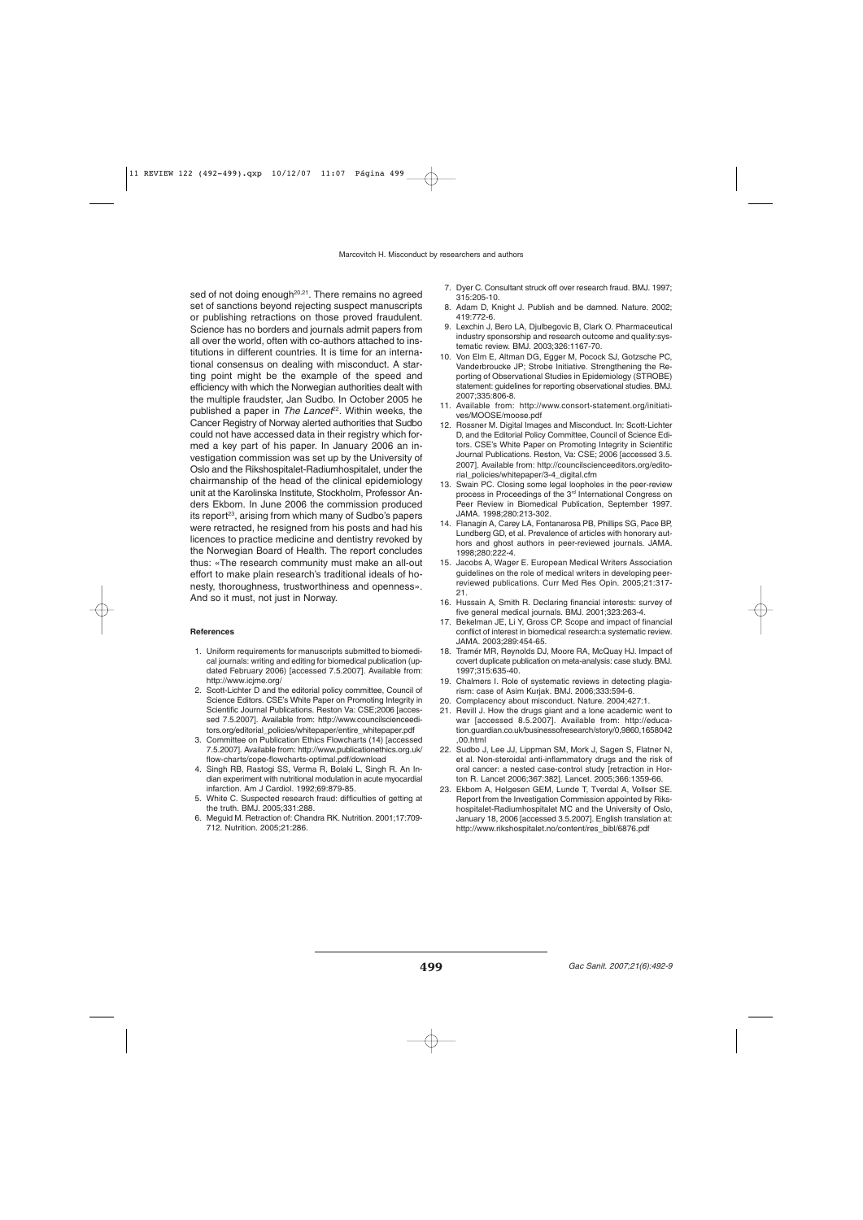sed of not doing enough[20,21]. There remains no agreed set of sanctions beyond rejecting suspect manuscripts or publishing retractions on those proved fraudulent. Science has no borders and journals admit papers from all over the world, often with co-authors attached to institutions in different countries. It is time for an international consensus on dealing with misconduct. A starting point might be the example of the speed and efficiency with which the Norwegian authorities dealt with the multiple fraudster, Jan Sudbo. In October 2005 he published a paper in *The Lancet*[22]. Within weeks, the Cancer Registry of Norway alerted authorities that Sudbo could not have accessed data in their registry which formed a key part of his paper. In January 2006 an investigation commission was set up by the University of Oslo and the Rikshospitalet-Radiumhospitalet, under the chairmanship of the head of the clinical epidemiology unit at the Karolinska Institute, Stockholm, Professor Anders Ekbom. In June 2006 the commission produced its report[23], arising from which many of Sudbo's papers were retracted, he resigned from his posts and had his licences to practice medicine and dentistry revoked by the Norwegian Board of Health. The report concludes thus: «The research community must make an all-out effort to make plain research's traditional ideals of honesty, thoroughness, trustworthiness and openness». And so it must, not just in Norway.

#### References

1. Uniform requirements for manuscripts submitted to biomedical journals: writing and editing for biomedical publication (updated February 2006) [accessed 7.5.2007]. Available from: http://www.icjme.org/
2. Scott-Lichter D and the editorial policy committee, Council of Science Editors. CSE's White Paper on Promoting Integrity in Scientific Journal Publications. Reston Va: CSE;2006 [accessed 7.5.2007]. Available from: http://www.councilscienceeditors.org/editorial_policies/whitepaper/entire_whitepaper.pdf
3. Committee on Publication Ethics Flowcharts (14) [accessed 7.5.2007]. Available from: http://www.publicationethics.org.uk/flow-charts/cope-flowcharts-optimal.pdf/download
4. Singh RB, Rastogi SS, Verma R, Bolaki L, Singh R. An Indian experiment with nutritional modulation in acute myocardial infarction. Am J Cardiol. 1992;69:879-85.
5. White C. Suspected research fraud: difficulties of getting at the truth. BMJ. 2005;331:288.
6. Meguid M. Retraction of: Chandra RK. Nutrition. 2001;17:709-712. Nutrition. 2005;21:286.
7. Dyer C. Consultant struck off over research fraud. BMJ. 1997; 315:205-10.
8. Adam D, Knight J. Publish and be damned. Nature. 2002; 419:772-6.
9. Lexchin J, Bero LA, Djulbegovic B, Clark O. Pharmaceutical industry sponsorship and research outcome and quality:systematic review. BMJ. 2003;326:1167-70.
10. Von Elm E, Altman DG, Egger M, Pocock SJ, Gotzsche PC, Vanderbroucke JP; Strobe Initiative. Strengthening the Reporting of Observational Studies in Epidemiology (STROBE) statement: guidelines for reporting observational studies. BMJ. 2007;335:806-8.
11. Available from: http://www.consort-statement.org/initiatives/MOOSE/moose.pdf
12. Rossner M. Digital Images and Misconduct. In: Scott-Lichter D, and the Editorial Policy Committee, Council of Science Editors. CSE's White Paper on Promoting Integrity in Scientific Journal Publications. Reston, Va: CSE; 2006 [accessed 3.5.2007]. Available from: http://councilscienceeditors.org/editorial_policies/whitepaper/3-4_digital.cfm
13. Swain PC. Closing some legal loopholes in the peer-review process in Proceedings of the 3rd International Congress on Peer Review in Biomedical Publication, September 1997. JAMA. 1998;280:213-302.
14. Flanagin A, Carey LA, Fontanarosa PB, Phillips SG, Pace BP, Lundberg GD, et al. Prevalence of articles with honorary authors and ghost authors in peer-reviewed journals. JAMA. 1998;280:222-4.
15. Jacobs A, Wager E. European Medical Writers Association guidelines on the role of medical writers in developing peer-reviewed publications. Curr Med Res Opin. 2005;21:317-21.
16. Hussain A, Smith R. Declaring financial interests: survey of five general medical journals. BMJ. 2001;323:263-4.
17. Bekelman JE, Li Y, Gross CP. Scope and impact of financial conflict of interest in biomedical research:a systematic review. JAMA. 2003;289:454-65.
18. Tramér MR, Reynolds DJ, Moore RA, McQuay HJ. Impact of covert duplicate publication on meta-analysis: case study. BMJ. 1997;315:635-40.
19. Chalmers I. Role of systematic reviews in detecting plagiarism: case of Asim Kurjak. BMJ. 2006;333:594-6.
20. Complacency about misconduct. Nature. 2004;427:1.
21. Revill J. How the drugs giant and a lone academic went to war [accessed 8.5.2007]. Available from: http://education.guardian.co.uk/businessofresearch/story/0,9860,1658042,00.html
22. Sudbo J, Lee JJ, Lippman SM, Mork J, Sagen S, Flatner N, et al. Non-steroidal anti-inflammatory drugs and the risk of oral cancer: a nested case-control study [retraction in Horton R. Lancet 2006;367:382]. Lancet. 2005;366:1359-66.
23. Ekbom A, Helgesen GEM, Lunde T, Tverdal A, Vollser SE. Report from the Investigation Commission appointed by Rikshospitalet-Radiumhospitalet MC and the University of Oslo, January 18, 2006 [accessed 3.5.2007]. English translation at: http://www.rikshospitalet.no/content/res_bibl/6876.pdf